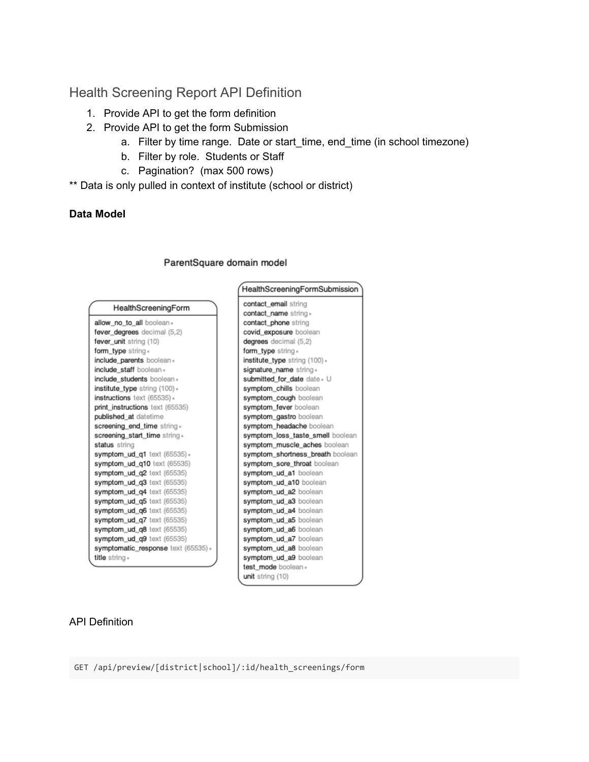# Health Screening Report API Definition

1. Provide API to get the form definition
2. Provide API to get the form Submission
    a. Filter by time range. Date or start_time, end_time (in school timezone)
    b. Filter by role. Students or Staff
    c. Pagination? (max 500 rows)

** Data is only pulled in context of institute (school or district)

**Data Model**

ParentSquare domain model

**HealthScreeningForm**

| Field | Type |
| --- | --- |
| allow_no_to_all | boolean • |
| fever_degrees | decimal (5,2) |
| fever_unit | string (10) |
| form_type | string • |
| include_parents | boolean • |
| include_staff | boolean • |
| include_students | boolean • |
| institute_type | string (100) • |
| instructions | text (65535) • |
| print_instructions | text (65535) |
| published_at | datetime |
| screening_end_time | string • |
| screening_start_time | string • |
| status | string |
| symptom_ud_q1 | text (65535) • |
| symptom_ud_q10 | text (65535) |
| symptom_ud_q2 | text (65535) |
| symptom_ud_q3 | text (65535) |
| symptom_ud_q4 | text (65535) |
| symptom_ud_q5 | text (65535) |
| symptom_ud_q6 | text (65535) |
| symptom_ud_q7 | text (65535) |
| symptom_ud_q8 | text (65535) |
| symptom_ud_q9 | text (65535) |
| symptomatic_response | text (65535) • |
| title | string • |

**HealthScreeningFormSubmission**

| Field | Type |
| --- | --- |
| contact_email | string |
| contact_name | string • |
| contact_phone | string |
| covid_exposure | boolean |
| degrees | decimal (5,2) |
| form_type | string • |
| institute_type | string (100) • |
| signature_name | string • |
| submitted_for_date | date • U |
| symptom_chills | boolean |
| symptom_cough | boolean |
| symptom_fever | boolean |
| symptom_gastro | boolean |
| symptom_headache | boolean |
| symptom_loss_taste_smell | boolean |
| symptom_muscle_aches | boolean |
| symptom_shortness_breath | boolean |
| symptom_sore_throat | boolean |
| symptom_ud_a1 | boolean |
| symptom_ud_a10 | boolean |
| symptom_ud_a2 | boolean |
| symptom_ud_a3 | boolean |
| symptom_ud_a4 | boolean |
| symptom_ud_a5 | boolean |
| symptom_ud_a6 | boolean |
| symptom_ud_a7 | boolean |
| symptom_ud_a8 | boolean |
| symptom_ud_a9 | boolean |
| test_mode | boolean • |
| unit | string (10) |

API Definition

```
GET /api/preview/[district|school]/:id/health_screenings/form
```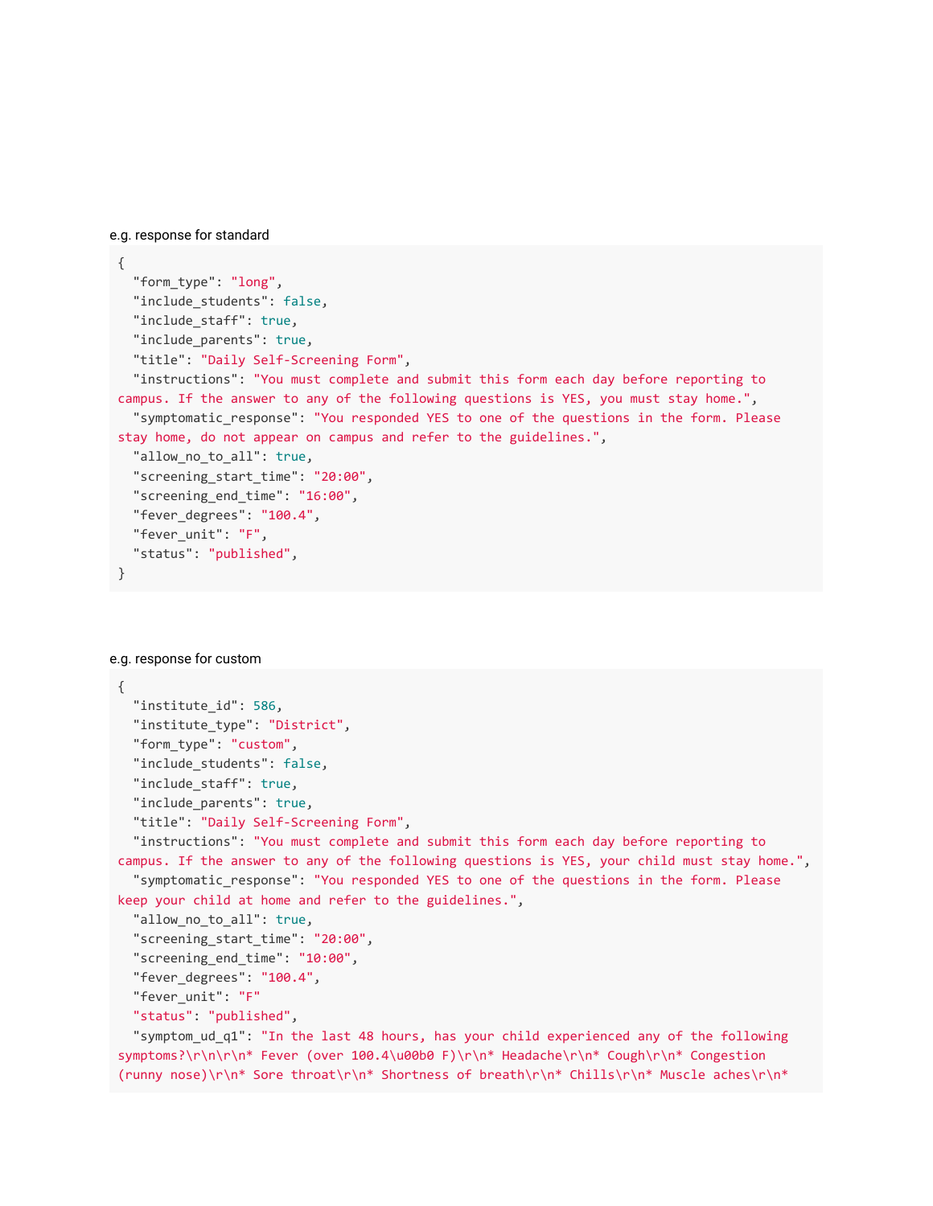e.g. response for standard

```
{
  "form_type": "long",
  "include_students": false,
  "include_staff": true,
  "include_parents": true,
  "title": "Daily Self-Screening Form",
  "instructions": "You must complete and submit this form each day before reporting to campus. If the answer to any of the following questions is YES, you must stay home.",
  "symptomatic_response": "You responded YES to one of the questions in the form. Please stay home, do not appear on campus and refer to the guidelines.",
  "allow_no_to_all": true,
  "screening_start_time": "20:00",
  "screening_end_time": "16:00",
  "fever_degrees": "100.4",
  "fever_unit": "F",
  "status": "published",
}
```

e.g. response for custom

```
{
  "institute_id": 586,
  "institute_type": "District",
  "form_type": "custom",
  "include_students": false,
  "include_staff": true,
  "include_parents": true,
  "title": "Daily Self-Screening Form",
  "instructions": "You must complete and submit this form each day before reporting to campus. If the answer to any of the following questions is YES, your child must stay home.",
  "symptomatic_response": "You responded YES to one of the questions in the form. Please keep your child at home and refer to the guidelines.",
  "allow_no_to_all": true,
  "screening_start_time": "20:00",
  "screening_end_time": "10:00",
  "fever_degrees": "100.4",
  "fever_unit": "F"
  "status": "published",
  "symptom_ud_q1": "In the last 48 hours, has your child experienced any of the following symptoms?\r\n\r\n* Fever (over 100.4\u00b0 F)\r\n* Headache\r\n* Cough\r\n* Congestion (runny nose)\r\n* Sore throat\r\n* Shortness of breath\r\n* Chills\r\n* Muscle aches\r\n*
```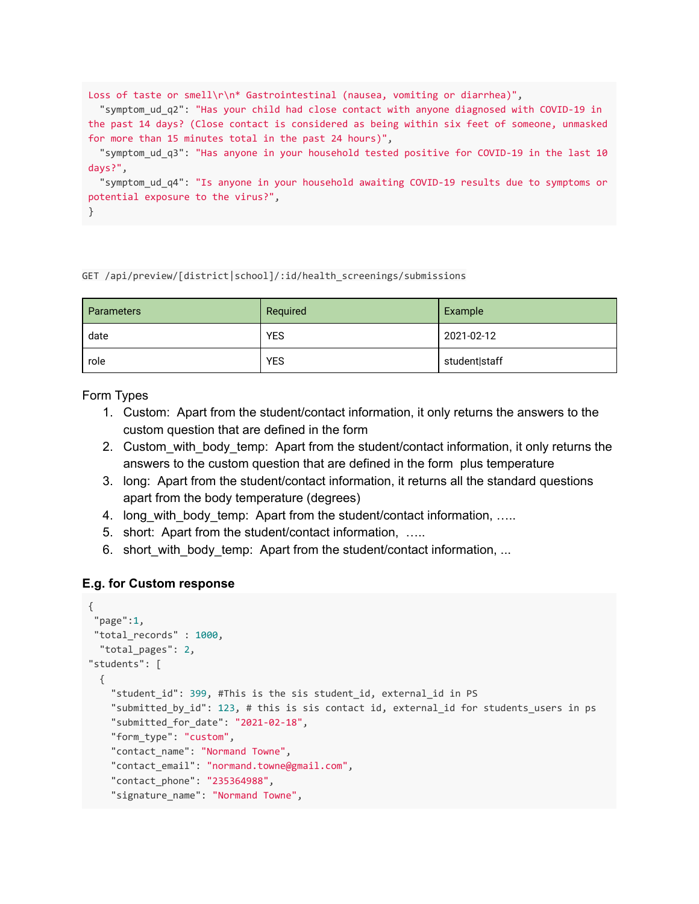```
Loss of taste or smell\r\n* Gastrointestinal (nausea, vomiting or diarrhea)",
  "symptom_ud_q2": "Has your child had close contact with anyone diagnosed with COVID-19 in the past 14 days? (Close contact is considered as being within six feet of someone, unmasked for more than 15 minutes total in the past 24 hours)",
  "symptom_ud_q3": "Has anyone in your household tested positive for COVID-19 in the last 10 days?",
  "symptom_ud_q4": "Is anyone in your household awaiting COVID-19 results due to symptoms or potential exposure to the virus?",
}
```

`GET /api/preview/[district|school]/:id/health_screenings/submissions`

| Parameters | Required | Example |
|---|---|---|
| date | YES | 2021-02-12 |
| role | YES | student\|staff |

Form Types

1. Custom: Apart from the student/contact information, it only returns the answers to the custom question that are defined in the form
2. Custom_with_body_temp: Apart from the student/contact information, it only returns the answers to the custom question that are defined in the form plus temperature
3. long: Apart from the student/contact information, it returns all the standard questions apart from the body temperature (degrees)
4. long_with_body_temp: Apart from the student/contact information, …..
5. short: Apart from the student/contact information, …..
6. short_with_body_temp: Apart from the student/contact information, ...

### E.g. for Custom response

```
{
 "page":1,
 "total_records" : 1000,
  "total_pages": 2,
"students": [
  {
    "student_id": 399, #This is the sis student_id, external_id in PS
    "submitted_by_id": 123, # this is sis contact id, external_id for students_users in ps
    "submitted_for_date": "2021-02-18",
    "form_type": "custom",
    "contact_name": "Normand Towne",
    "contact_email": "normand.towne@gmail.com",
    "contact_phone": "235364988",
    "signature_name": "Normand Towne",
```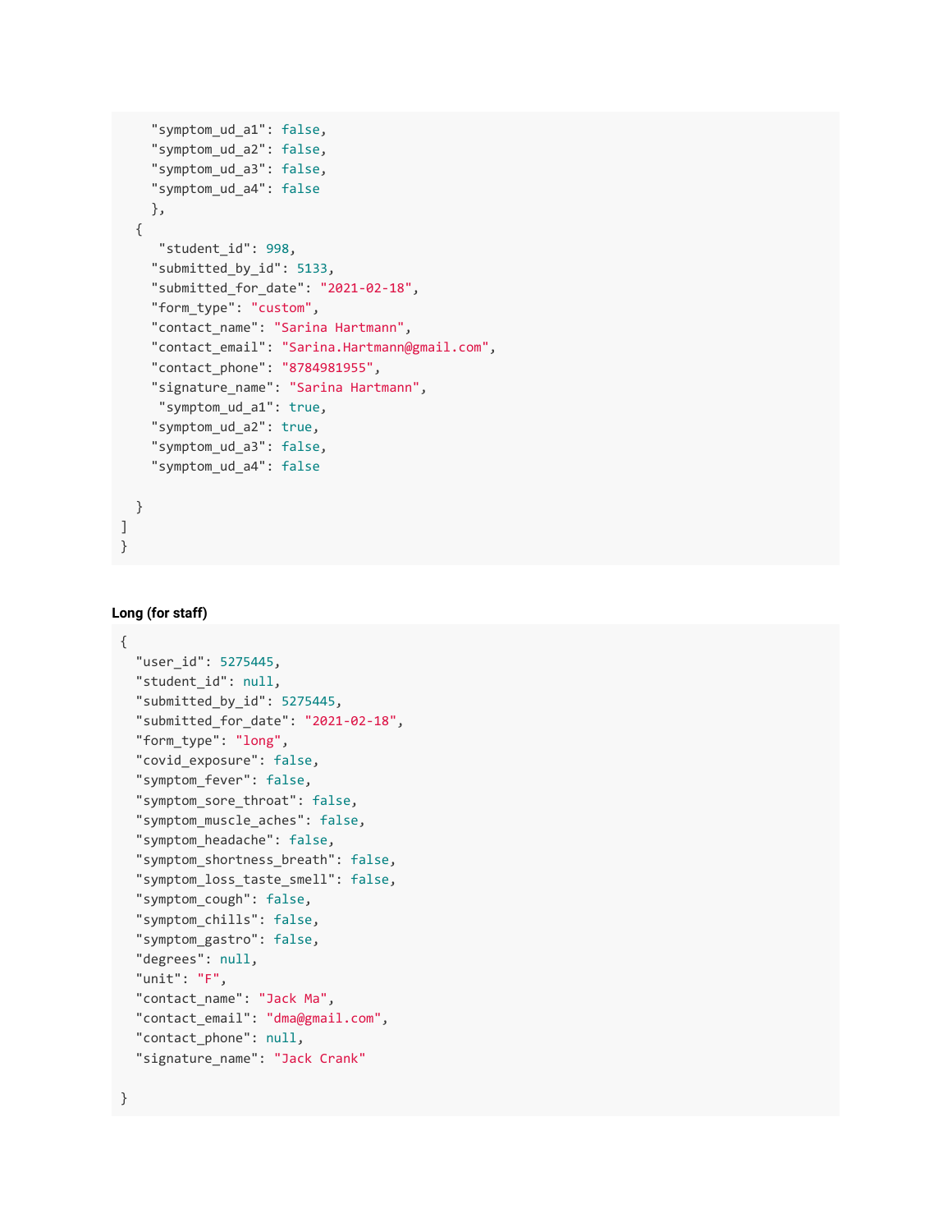```
    "symptom_ud_a1": false,
    "symptom_ud_a2": false,
    "symptom_ud_a3": false,
    "symptom_ud_a4": false
    },
  {
     "student_id": 998,
    "submitted_by_id": 5133,
    "submitted_for_date": "2021-02-18",
    "form_type": "custom",
    "contact_name": "Sarina Hartmann",
    "contact_email": "Sarina.Hartmann@gmail.com",
    "contact_phone": "8784981955",
    "signature_name": "Sarina Hartmann",
     "symptom_ud_a1": true,
    "symptom_ud_a2": true,
    "symptom_ud_a3": false,
    "symptom_ud_a4": false

  }
]
}
```

**Long (for staff)**

```
{
  "user_id": 5275445,
  "student_id": null,
  "submitted_by_id": 5275445,
  "submitted_for_date": "2021-02-18",
  "form_type": "long",
  "covid_exposure": false,
  "symptom_fever": false,
  "symptom_sore_throat": false,
  "symptom_muscle_aches": false,
  "symptom_headache": false,
  "symptom_shortness_breath": false,
  "symptom_loss_taste_smell": false,
  "symptom_cough": false,
  "symptom_chills": false,
  "symptom_gastro": false,
  "degrees": null,
  "unit": "F",
  "contact_name": "Jack Ma",
  "contact_email": "dma@gmail.com",
  "contact_phone": null,
  "signature_name": "Jack Crank"

}
```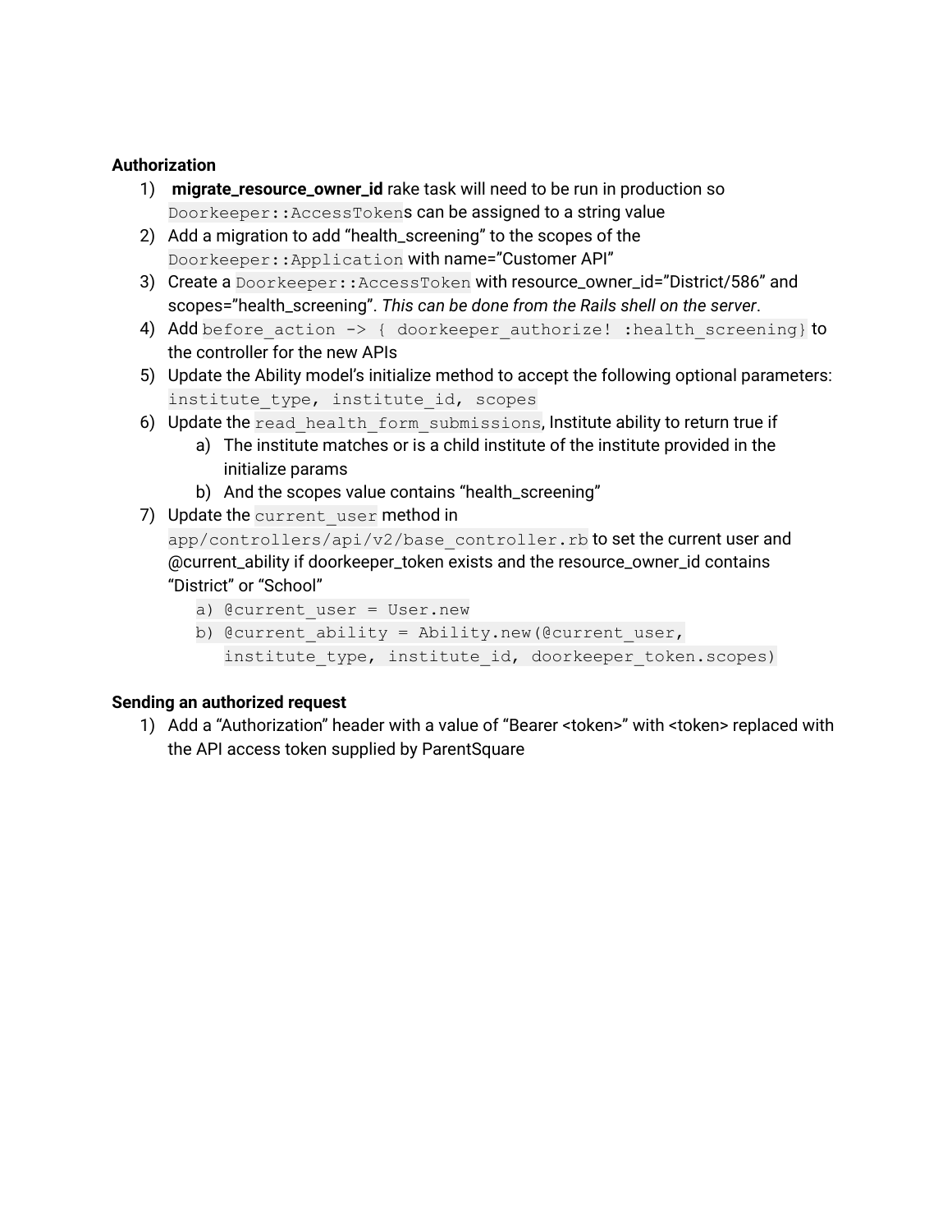**Authorization**

1) **migrate_resource_owner_id** rake task will need to be run in production so `Doorkeeper::AccessToken`s can be assigned to a string value
2) Add a migration to add "health_screening" to the scopes of the `Doorkeeper::Application` with name="Customer API"
3) Create a `Doorkeeper::AccessToken` with resource_owner_id="District/586" and scopes="health_screening". *This can be done from the Rails shell on the server*.
4) Add `before_action -> { doorkeeper_authorize! :health_screening}` to the controller for the new APIs
5) Update the Ability model's initialize method to accept the following optional parameters: `institute_type, institute_id, scopes`
6) Update the `read_health_form_submissions`, Institute ability to return true if
   a) The institute matches or is a child institute of the institute provided in the initialize params
   b) And the scopes value contains "health_screening"
7) Update the `current_user` method in `app/controllers/api/v2/base_controller.rb` to set the current user and @current_ability if doorkeeper_token exists and the resource_owner_id contains "District" or "School"
   a) `@current_user = User.new`
   b) `@current_ability = Ability.new(@current_user, institute_type, institute_id, doorkeeper_token.scopes)`

**Sending an authorized request**

1) Add a "Authorization" header with a value of "Bearer <token>" with <token> replaced with the API access token supplied by ParentSquare